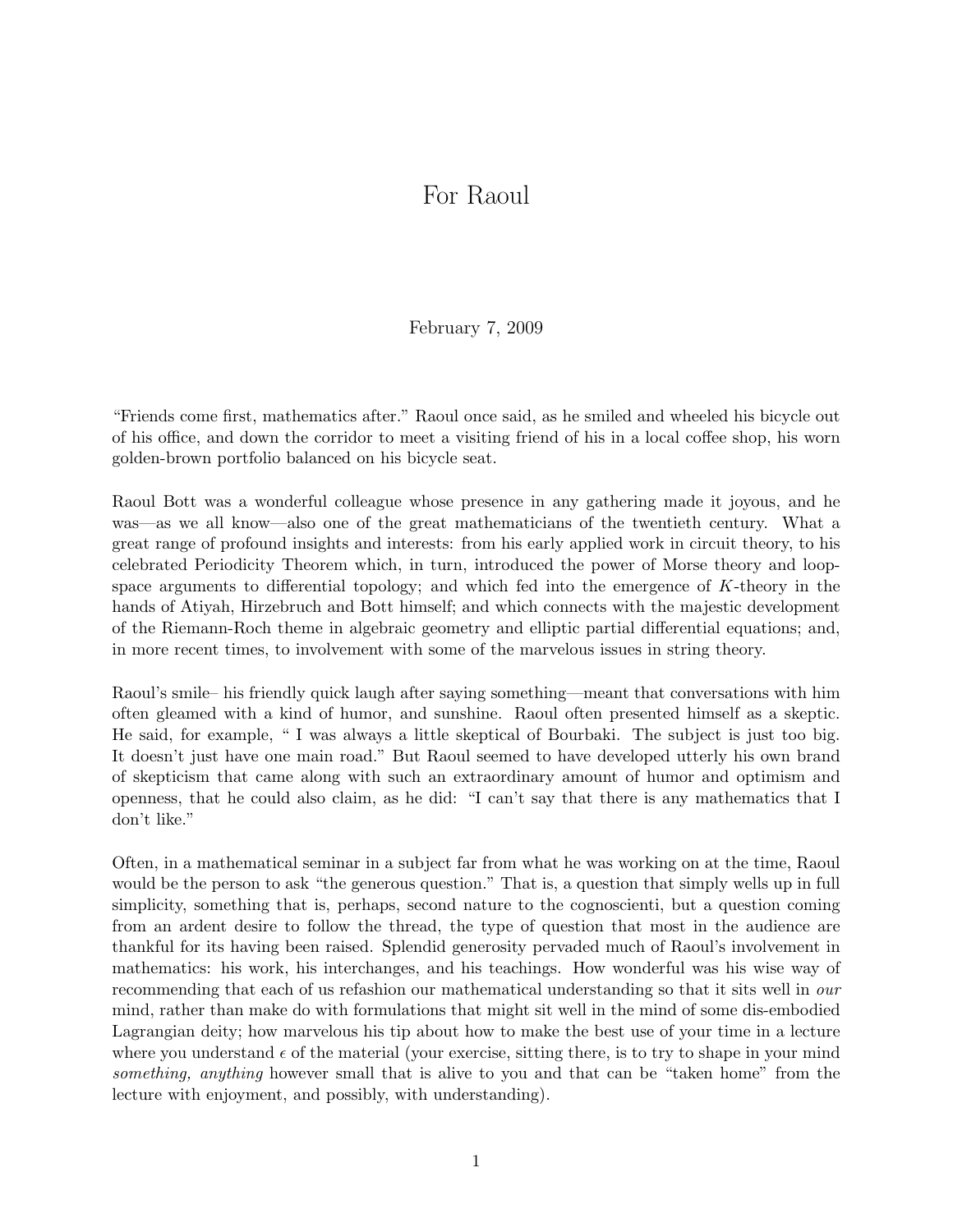# For Raoul

February 7, 2009

"Friends come first, mathematics after." Raoul once said, as he smiled and wheeled his bicycle out of his office, and down the corridor to meet a visiting friend of his in a local coffee shop, his worn golden-brown portfolio balanced on his bicycle seat.

Raoul Bott was a wonderful colleague whose presence in any gathering made it joyous, and he was—as we all know—also one of the great mathematicians of the twentieth century. What a great range of profound insights and interests: from his early applied work in circuit theory, to his celebrated Periodicity Theorem which, in turn, introduced the power of Morse theory and loop-space arguments to differential topology; and which fed into the emergence of $K$-theory in the hands of Atiyah, Hirzebruch and Bott himself; and which connects with the majestic development of the Riemann-Roch theme in algebraic geometry and elliptic partial differential equations; and, in more recent times, to involvement with some of the marvelous issues in string theory.

Raoul's smile– his friendly quick laugh after saying something—meant that conversations with him often gleamed with a kind of humor, and sunshine. Raoul often presented himself as a skeptic. He said, for example, " I was always a little skeptical of Bourbaki. The subject is just too big. It doesn't just have one main road." But Raoul seemed to have developed utterly his own brand of skepticism that came along with such an extraordinary amount of humor and optimism and openness, that he could also claim, as he did: "I can't say that there is any mathematics that I don't like."

Often, in a mathematical seminar in a subject far from what he was working on at the time, Raoul would be the person to ask "the generous question." That is, a question that simply wells up in full simplicity, something that is, perhaps, second nature to the cognoscienti, but a question coming from an ardent desire to follow the thread, the type of question that most in the audience are thankful for its having been raised. Splendid generosity pervaded much of Raoul's involvement in mathematics: his work, his interchanges, and his teachings. How wonderful was his wise way of recommending that each of us refashion our mathematical understanding so that it sits well in *our* mind, rather than make do with formulations that might sit well in the mind of some dis-embodied Lagrangian deity; how marvelous his tip about how to make the best use of your time in a lecture where you understand $\epsilon$ of the material (your exercise, sitting there, is to try to shape in your mind *something, anything* however small that is alive to you and that can be "taken home" from the lecture with enjoyment, and possibly, with understanding).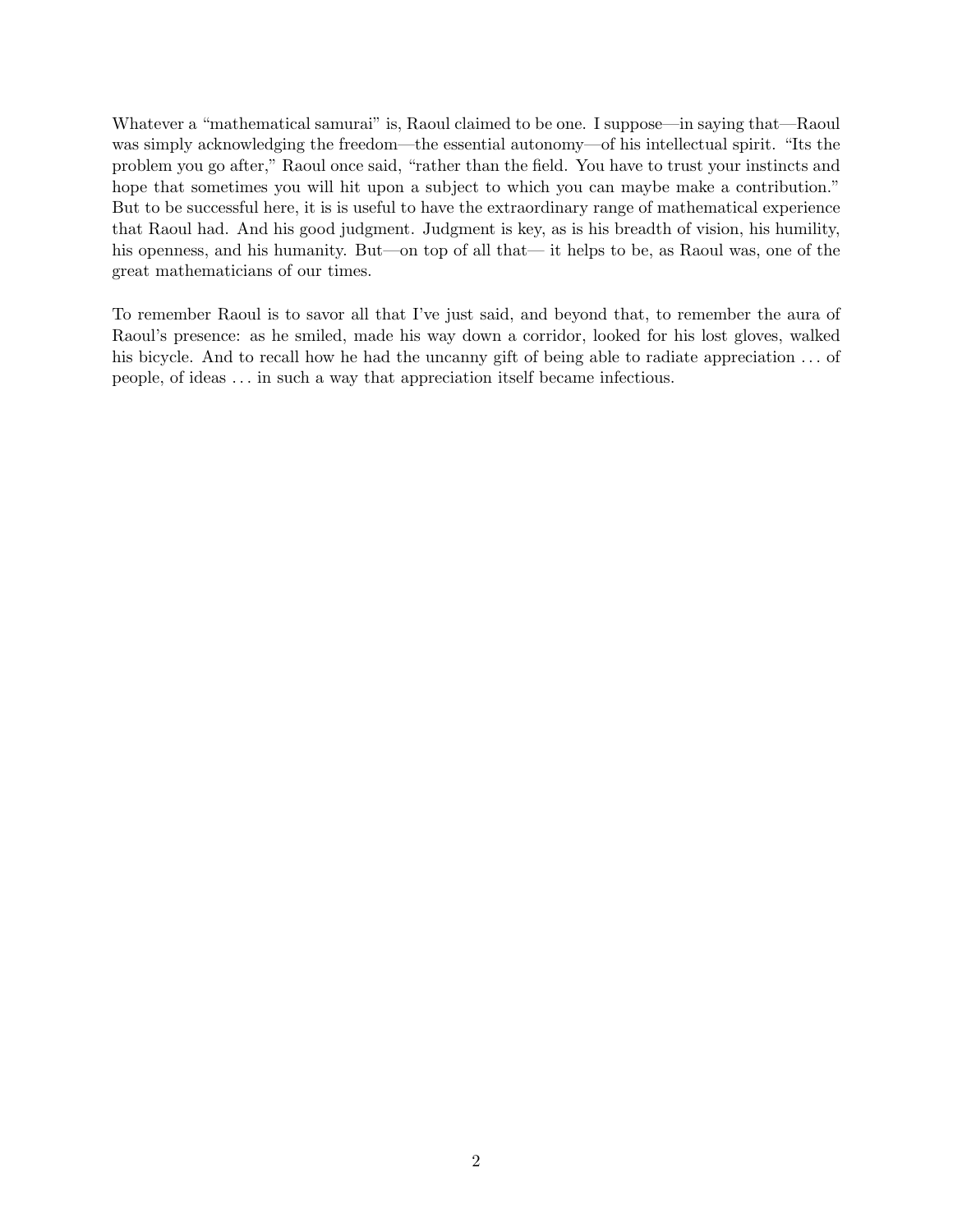Whatever a "mathematical samurai" is, Raoul claimed to be one. I suppose—in saying that—Raoul was simply acknowledging the freedom—the essential autonomy—of his intellectual spirit. "Its the problem you go after," Raoul once said, "rather than the field. You have to trust your instincts and hope that sometimes you will hit upon a subject to which you can maybe make a contribution." But to be successful here, it is is useful to have the extraordinary range of mathematical experience that Raoul had. And his good judgment. Judgment is key, as is his breadth of vision, his humility, his openness, and his humanity. But—on top of all that— it helps to be, as Raoul was, one of the great mathematicians of our times.

To remember Raoul is to savor all that I've just said, and beyond that, to remember the aura of Raoul's presence: as he smiled, made his way down a corridor, looked for his lost gloves, walked his bicycle. And to recall how he had the uncanny gift of being able to radiate appreciation ... of people, of ideas ... in such a way that appreciation itself became infectious.